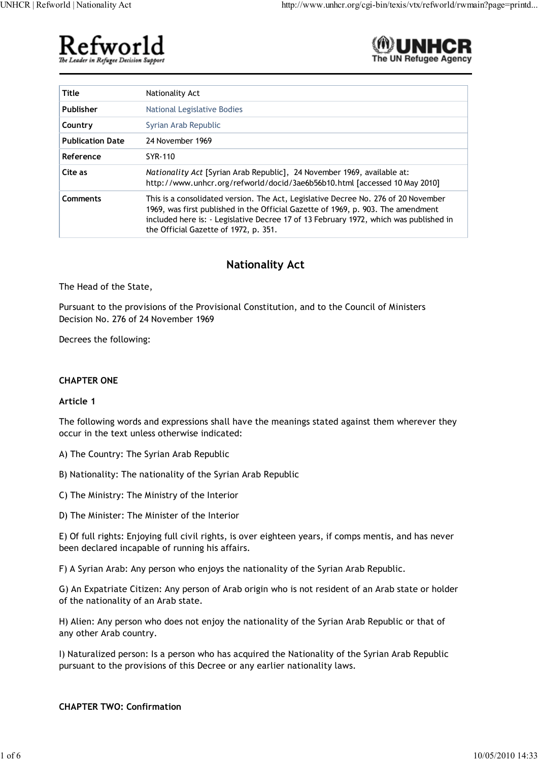Refworld
The Leader in Refugee Decision Support

UNHCR
The UN Refugee Agency

| Title | Nationality Act |
| --- | --- |
| Publisher | National Legislative Bodies |
| Country | Syrian Arab Republic |
| Publication Date | 24 November 1969 |
| Reference | SYR-110 |
| Cite as | *Nationality Act* [Syrian Arab Republic], 24 November 1969, available at: http://www.unhcr.org/refworld/docid/3ae6b56b10.html [accessed 10 May 2010] |
| Comments | This is a consolidated version. The Act, Legislative Decree No. 276 of 20 November 1969, was first published in the Official Gazette of 1969, p. 903. The amendment included here is: - Legislative Decree 17 of 13 February 1972, which was published in the Official Gazette of 1972, p. 351. |

# Nationality Act

The Head of the State,

Pursuant to the provisions of the Provisional Constitution, and to the Council of Ministers Decision No. 276 of 24 November 1969

Decrees the following:

**CHAPTER ONE**

**Article 1**

The following words and expressions shall have the meanings stated against them wherever they occur in the text unless otherwise indicated:

A) The Country: The Syrian Arab Republic

B) Nationality: The nationality of the Syrian Arab Republic

C) The Ministry: The Ministry of the Interior

D) The Minister: The Minister of the Interior

E) Of full rights: Enjoying full civil rights, is over eighteen years, if comps mentis, and has never been declared incapable of running his affairs.

F) A Syrian Arab: Any person who enjoys the nationality of the Syrian Arab Republic.

G) An Expatriate Citizen: Any person of Arab origin who is not resident of an Arab state or holder of the nationality of an Arab state.

H) Alien: Any person who does not enjoy the nationality of the Syrian Arab Republic or that of any other Arab country.

I) Naturalized person: Is a person who has acquired the Nationality of the Syrian Arab Republic pursuant to the provisions of this Decree or any earlier nationality laws.

**CHAPTER TWO: Confirmation**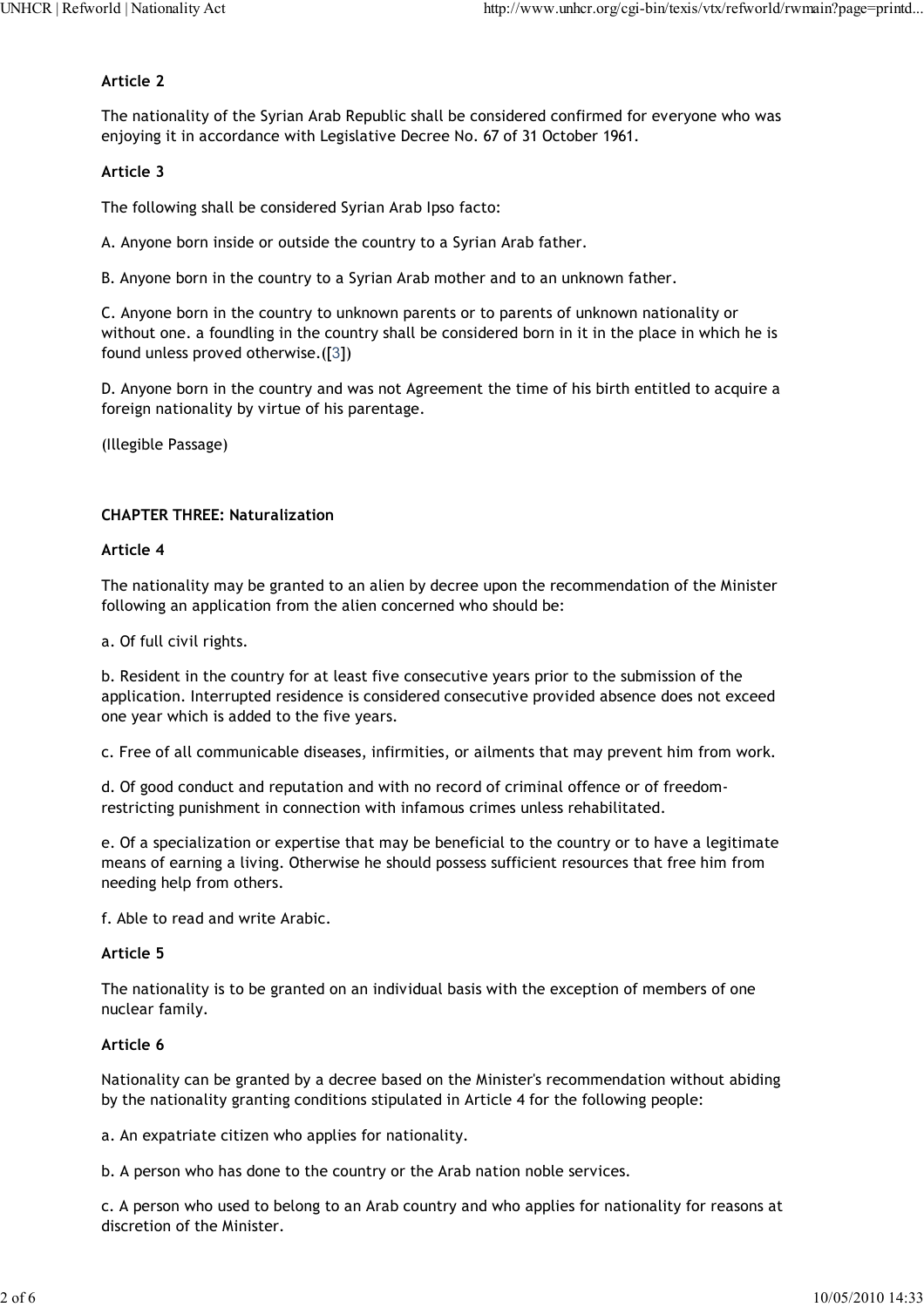**Article 2**

The nationality of the Syrian Arab Republic shall be considered confirmed for everyone who was enjoying it in accordance with Legislative Decree No. 67 of 31 October 1961.

**Article 3**

The following shall be considered Syrian Arab Ipso facto:

A. Anyone born inside or outside the country to a Syrian Arab father.

B. Anyone born in the country to a Syrian Arab mother and to an unknown father.

C. Anyone born in the country to unknown parents or to parents of unknown nationality or without one. a foundling in the country shall be considered born in it in the place in which he is found unless proved otherwise.([3])

D. Anyone born in the country and was not Agreement the time of his birth entitled to acquire a foreign nationality by virtue of his parentage.

(Illegible Passage)

**CHAPTER THREE: Naturalization**

**Article 4**

The nationality may be granted to an alien by decree upon the recommendation of the Minister following an application from the alien concerned who should be:

a. Of full civil rights.

b. Resident in the country for at least five consecutive years prior to the submission of the application. Interrupted residence is considered consecutive provided absence does not exceed one year which is added to the five years.

c. Free of all communicable diseases, infirmities, or ailments that may prevent him from work.

d. Of good conduct and reputation and with no record of criminal offence or of freedom-restricting punishment in connection with infamous crimes unless rehabilitated.

e. Of a specialization or expertise that may be beneficial to the country or to have a legitimate means of earning a living. Otherwise he should possess sufficient resources that free him from needing help from others.

f. Able to read and write Arabic.

**Article 5**

The nationality is to be granted on an individual basis with the exception of members of one nuclear family.

**Article 6**

Nationality can be granted by a decree based on the Minister's recommendation without abiding by the nationality granting conditions stipulated in Article 4 for the following people:

a. An expatriate citizen who applies for nationality.

b. A person who has done to the country or the Arab nation noble services.

c. A person who used to belong to an Arab country and who applies for nationality for reasons at discretion of the Minister.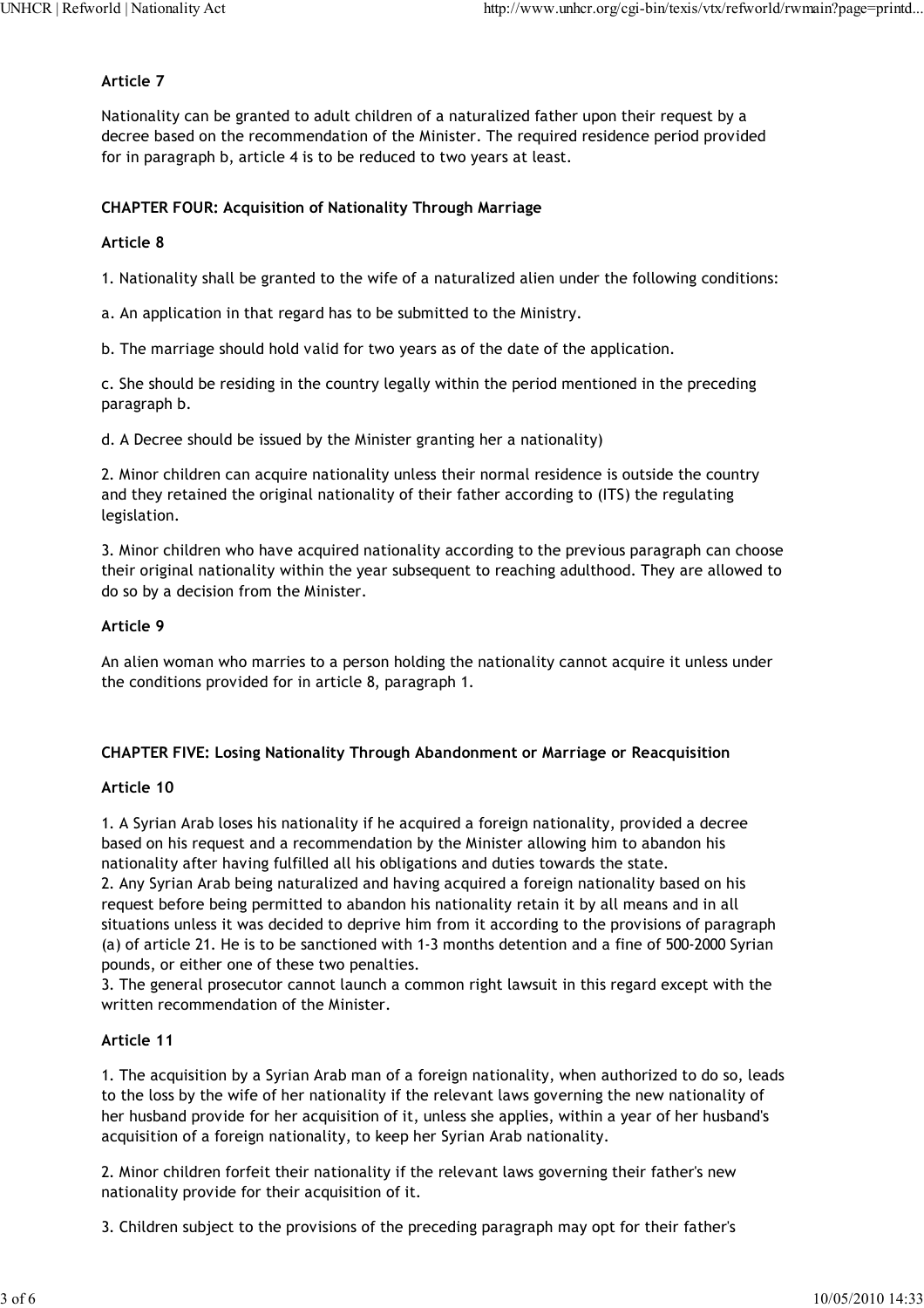**Article 7**

Nationality can be granted to adult children of a naturalized father upon their request by a decree based on the recommendation of the Minister. The required residence period provided for in paragraph b, article 4 is to be reduced to two years at least.

**CHAPTER FOUR: Acquisition of Nationality Through Marriage**

**Article 8**

1. Nationality shall be granted to the wife of a naturalized alien under the following conditions:

a. An application in that regard has to be submitted to the Ministry.

b. The marriage should hold valid for two years as of the date of the application.

c. She should be residing in the country legally within the period mentioned in the preceding paragraph b.

d. A Decree should be issued by the Minister granting her a nationality)

2. Minor children can acquire nationality unless their normal residence is outside the country and they retained the original nationality of their father according to (ITS) the regulating legislation.

3. Minor children who have acquired nationality according to the previous paragraph can choose their original nationality within the year subsequent to reaching adulthood. They are allowed to do so by a decision from the Minister.

**Article 9**

An alien woman who marries to a person holding the nationality cannot acquire it unless under the conditions provided for in article 8, paragraph 1.

**CHAPTER FIVE: Losing Nationality Through Abandonment or Marriage or Reacquisition**

**Article 10**

1. A Syrian Arab loses his nationality if he acquired a foreign nationality, provided a decree based on his request and a recommendation by the Minister allowing him to abandon his nationality after having fulfilled all his obligations and duties towards the state.
2. Any Syrian Arab being naturalized and having acquired a foreign nationality based on his request before being permitted to abandon his nationality retain it by all means and in all situations unless it was decided to deprive him from it according to the provisions of paragraph (a) of article 21. He is to be sanctioned with 1-3 months detention and a fine of 500-2000 Syrian pounds, or either one of these two penalties.
3. The general prosecutor cannot launch a common right lawsuit in this regard except with the written recommendation of the Minister.

**Article 11**

1. The acquisition by a Syrian Arab man of a foreign nationality, when authorized to do so, leads to the loss by the wife of her nationality if the relevant laws governing the new nationality of her husband provide for her acquisition of it, unless she applies, within a year of her husband's acquisition of a foreign nationality, to keep her Syrian Arab nationality.

2. Minor children forfeit their nationality if the relevant laws governing their father's new nationality provide for their acquisition of it.

3. Children subject to the provisions of the preceding paragraph may opt for their father's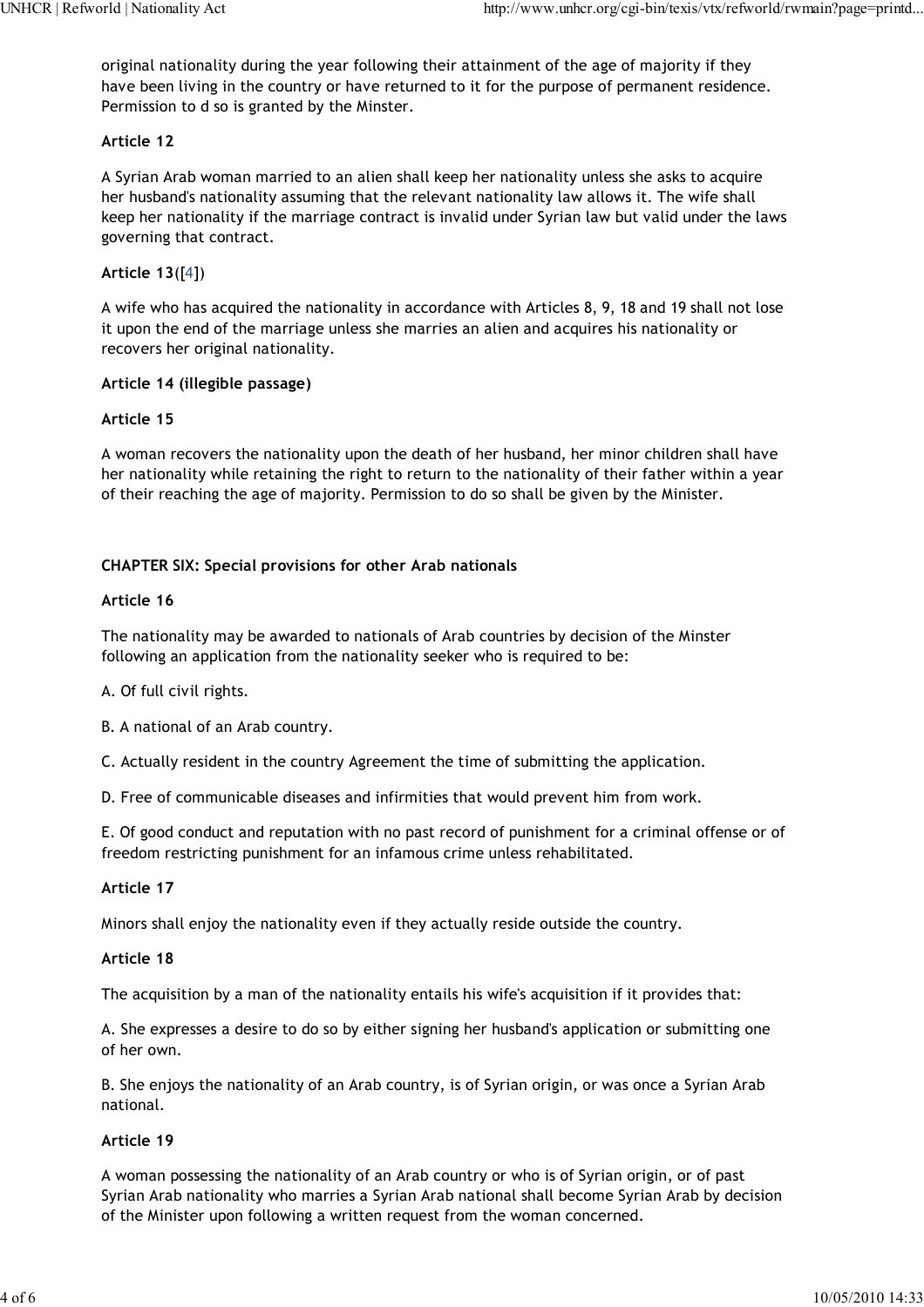original nationality during the year following their attainment of the age of majority if they have been living in the country or have returned to it for the purpose of permanent residence. Permission to d so is granted by the Minster.

**Article 12**

A Syrian Arab woman married to an alien shall keep her nationality unless she asks to acquire her husband's nationality assuming that the relevant nationality law allows it. The wife shall keep her nationality if the marriage contract is invalid under Syrian law but valid under the laws governing that contract.

**Article 13**([4])

A wife who has acquired the nationality in accordance with Articles 8, 9, 18 and 19 shall not lose it upon the end of the marriage unless she marries an alien and acquires his nationality or recovers her original nationality.

**Article 14 (illegible passage)**

**Article 15**

A woman recovers the nationality upon the death of her husband, her minor children shall have her nationality while retaining the right to return to the nationality of their father within a year of their reaching the age of majority. Permission to do so shall be given by the Minister.

**CHAPTER SIX: Special provisions for other Arab nationals**

**Article 16**

The nationality may be awarded to nationals of Arab countries by decision of the Minster following an application from the nationality seeker who is required to be:

A. Of full civil rights.

B. A national of an Arab country.

C. Actually resident in the country Agreement the time of submitting the application.

D. Free of communicable diseases and infirmities that would prevent him from work.

E. Of good conduct and reputation with no past record of punishment for a criminal offense or of freedom restricting punishment for an infamous crime unless rehabilitated.

**Article 17**

Minors shall enjoy the nationality even if they actually reside outside the country.

**Article 18**

The acquisition by a man of the nationality entails his wife's acquisition if it provides that:

A. She expresses a desire to do so by either signing her husband's application or submitting one of her own.

B. She enjoys the nationality of an Arab country, is of Syrian origin, or was once a Syrian Arab national.

**Article 19**

A woman possessing the nationality of an Arab country or who is of Syrian origin, or of past Syrian Arab nationality who marries a Syrian Arab national shall become Syrian Arab by decision of the Minister upon following a written request from the woman concerned.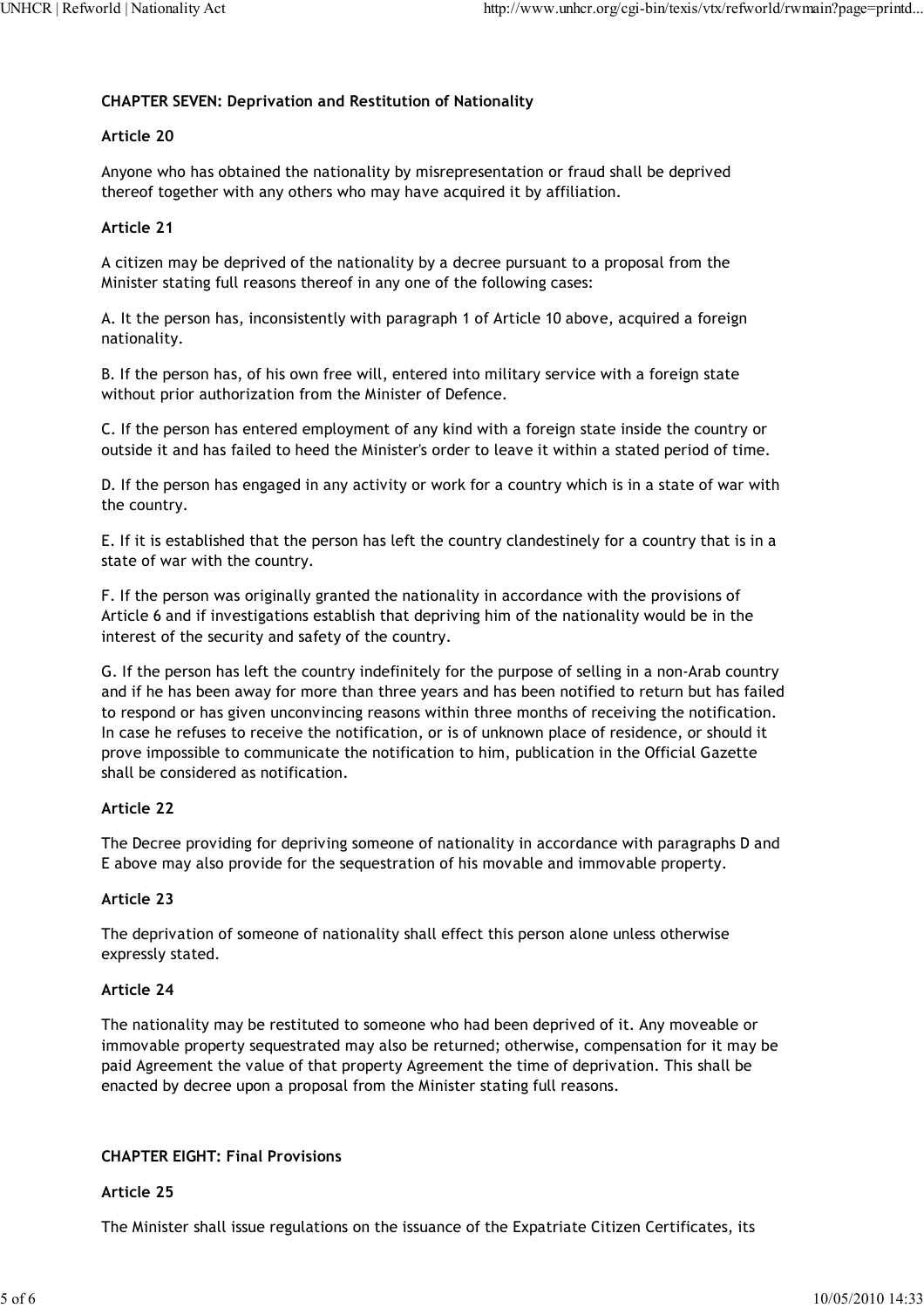**CHAPTER SEVEN: Deprivation and Restitution of Nationality**

**Article 20**

Anyone who has obtained the nationality by misrepresentation or fraud shall be deprived thereof together with any others who may have acquired it by affiliation.

**Article 21**

A citizen may be deprived of the nationality by a decree pursuant to a proposal from the Minister stating full reasons thereof in any one of the following cases:

A. It the person has, inconsistently with paragraph 1 of Article 10 above, acquired a foreign nationality.

B. If the person has, of his own free will, entered into military service with a foreign state without prior authorization from the Minister of Defence.

C. If the person has entered employment of any kind with a foreign state inside the country or outside it and has failed to heed the Minister's order to leave it within a stated period of time.

D. If the person has engaged in any activity or work for a country which is in a state of war with the country.

E. If it is established that the person has left the country clandestinely for a country that is in a state of war with the country.

F. If the person was originally granted the nationality in accordance with the provisions of Article 6 and if investigations establish that depriving him of the nationality would be in the interest of the security and safety of the country.

G. If the person has left the country indefinitely for the purpose of selling in a non-Arab country and if he has been away for more than three years and has been notified to return but has failed to respond or has given unconvincing reasons within three months of receiving the notification. In case he refuses to receive the notification, or is of unknown place of residence, or should it prove impossible to communicate the notification to him, publication in the Official Gazette shall be considered as notification.

**Article 22**

The Decree providing for depriving someone of nationality in accordance with paragraphs D and E above may also provide for the sequestration of his movable and immovable property.

**Article 23**

The deprivation of someone of nationality shall effect this person alone unless otherwise expressly stated.

**Article 24**

The nationality may be restituted to someone who had been deprived of it. Any moveable or immovable property sequestrated may also be returned; otherwise, compensation for it may be paid Agreement the value of that property Agreement the time of deprivation. This shall be enacted by decree upon a proposal from the Minister stating full reasons.

**CHAPTER EIGHT: Final Provisions**

**Article 25**

The Minister shall issue regulations on the issuance of the Expatriate Citizen Certificates, its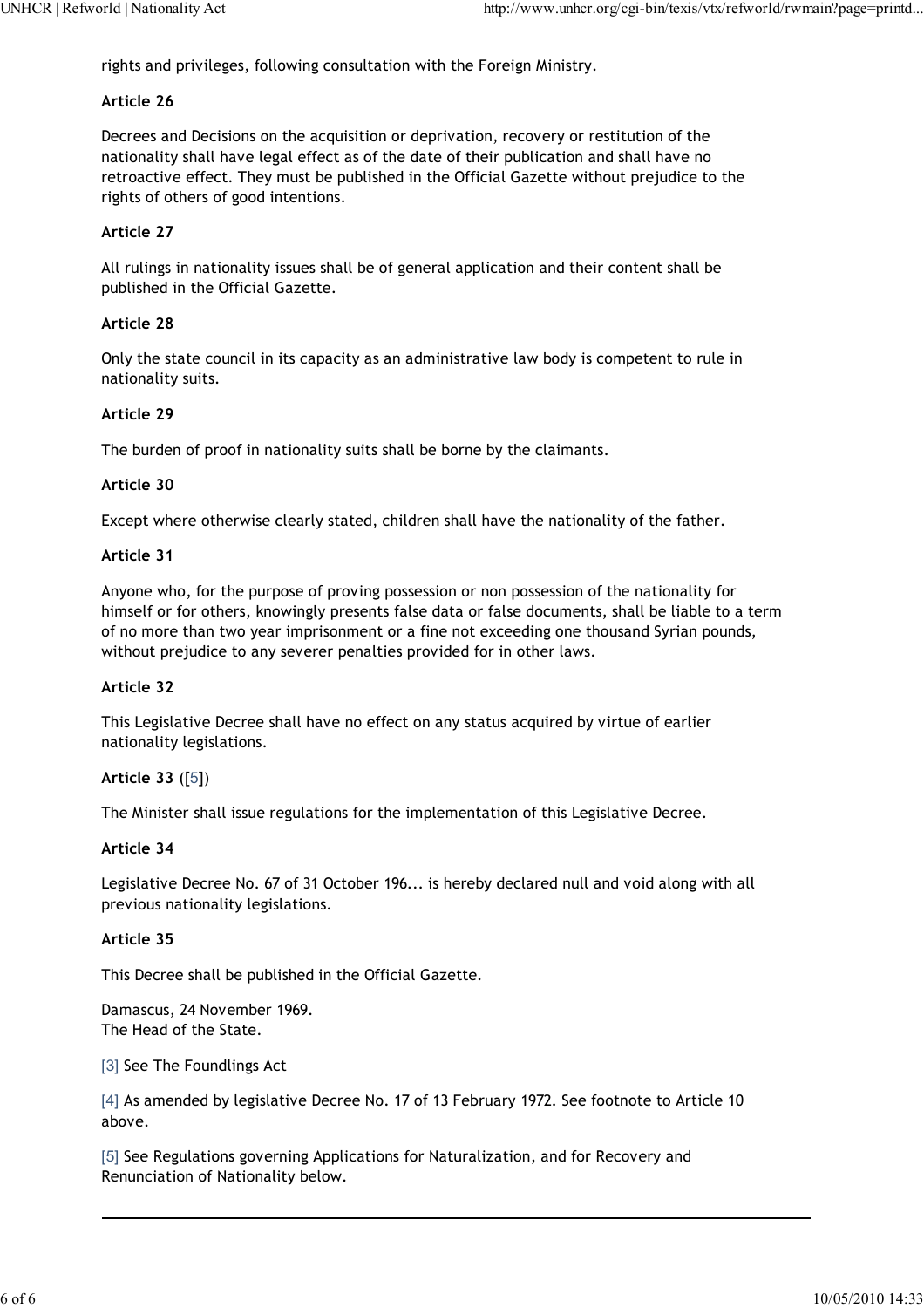rights and privileges, following consultation with the Foreign Ministry.

**Article 26**

Decrees and Decisions on the acquisition or deprivation, recovery or restitution of the nationality shall have legal effect as of the date of their publication and shall have no retroactive effect. They must be published in the Official Gazette without prejudice to the rights of others of good intentions.

**Article 27**

All rulings in nationality issues shall be of general application and their content shall be published in the Official Gazette.

**Article 28**

Only the state council in its capacity as an administrative law body is competent to rule in nationality suits.

**Article 29**

The burden of proof in nationality suits shall be borne by the claimants.

**Article 30**

Except where otherwise clearly stated, children shall have the nationality of the father.

**Article 31**

Anyone who, for the purpose of proving possession or non possession of the nationality for himself or for others, knowingly presents false data or false documents, shall be liable to a term of no more than two year imprisonment or a fine not exceeding one thousand Syrian pounds, without prejudice to any severer penalties provided for in other laws.

**Article 32**

This Legislative Decree shall have no effect on any status acquired by virtue of earlier nationality legislations.

**Article 33** ([5])

The Minister shall issue regulations for the implementation of this Legislative Decree.

**Article 34**

Legislative Decree No. 67 of 31 October 196... is hereby declared null and void along with all previous nationality legislations.

**Article 35**

This Decree shall be published in the Official Gazette.

Damascus, 24 November 1969.
The Head of the State.

[3] See The Foundlings Act

[4] As amended by legislative Decree No. 17 of 13 February 1972. See footnote to Article 10 above.

[5] See Regulations governing Applications for Naturalization, and for Recovery and Renunciation of Nationality below.